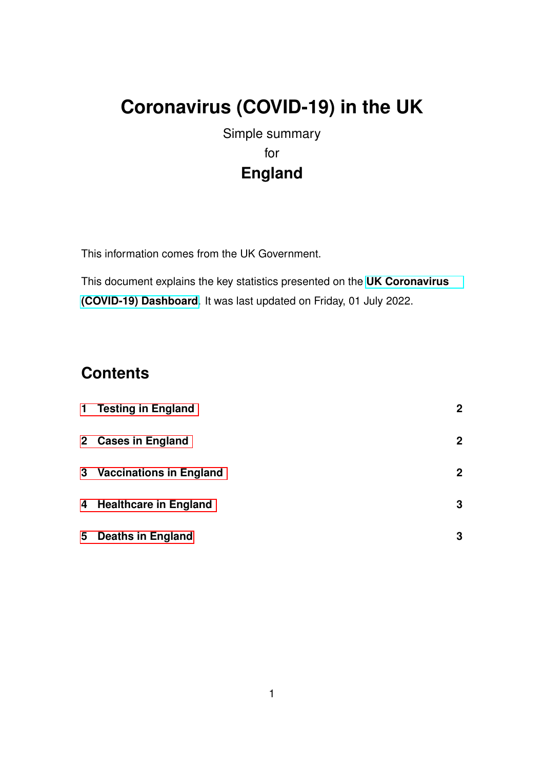# Coronavirus (COVID-19) in the UK

Simple summary

for

**England**

This information comes from the UK Government.

This document explains the key statistics presented on the **UK Coronavirus (COVID-19) Dashboard**. It was last updated on Friday, 01 July 2022.

## Contents

| | |
|---|---|
| **1 Testing in England** | **2** |
| **2 Cases in England** | **2** |
| **3 Vaccinations in England** | **2** |
| **4 Healthcare in England** | **3** |
| **5 Deaths in England** | **3** |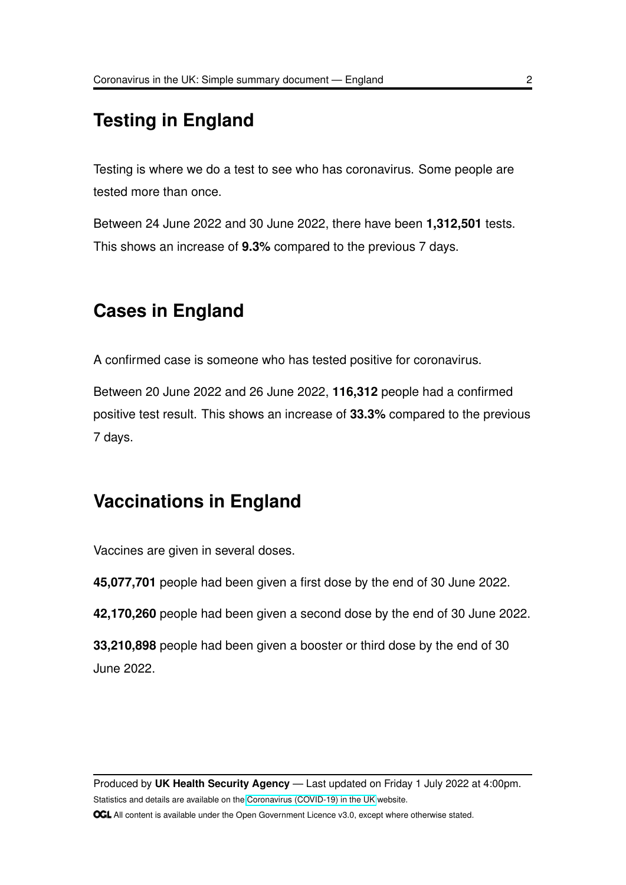## Testing in England

Testing is where we do a test to see who has coronavirus. Some people are tested more than once.

Between 24 June 2022 and 30 June 2022, there have been **1,312,501** tests. This shows an increase of **9.3%** compared to the previous 7 days.

## Cases in England

A confirmed case is someone who has tested positive for coronavirus.

Between 20 June 2022 and 26 June 2022, **116,312** people had a confirmed positive test result. This shows an increase of **33.3%** compared to the previous 7 days.

## Vaccinations in England

Vaccines are given in several doses.

**45,077,701** people had been given a first dose by the end of 30 June 2022.

**42,170,260** people had been given a second dose by the end of 30 June 2022.

**33,210,898** people had been given a booster or third dose by the end of 30 June 2022.

Produced by **UK Health Security Agency** — Last updated on Friday 1 July 2022 at 4:00pm.

Statistics and details are available on the Coronavirus (COVID-19) in the UK website.

OGL All content is available under the Open Government Licence v3.0, except where otherwise stated.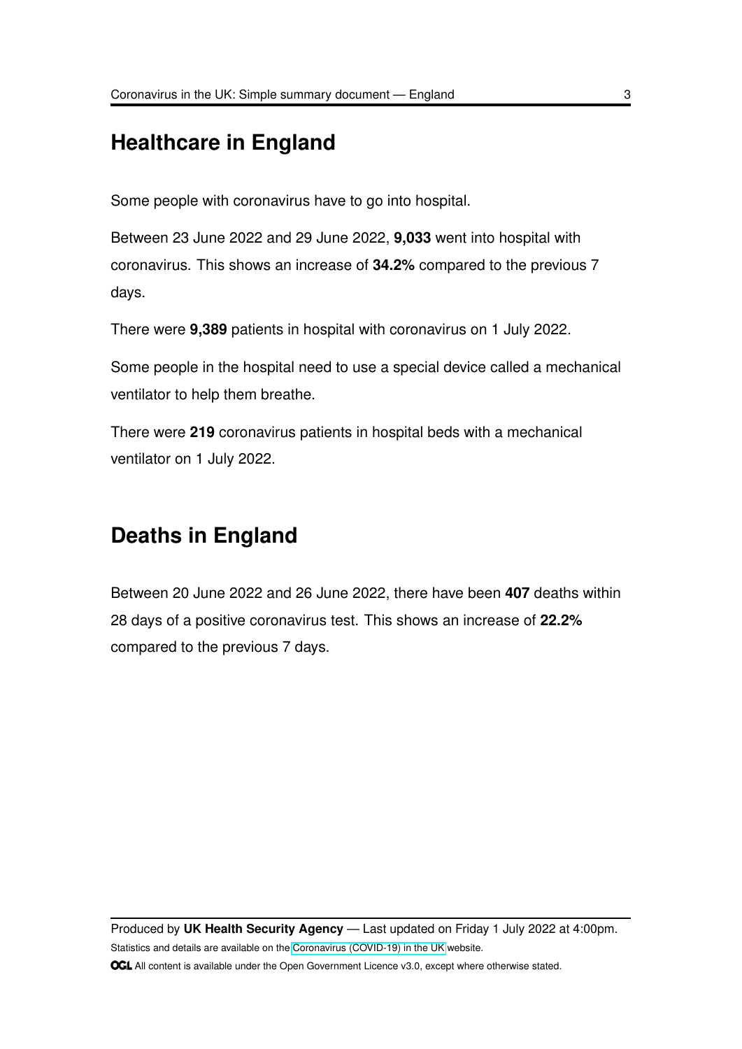## Healthcare in England

Some people with coronavirus have to go into hospital.

Between 23 June 2022 and 29 June 2022, **9,033** went into hospital with coronavirus. This shows an increase of **34.2%** compared to the previous 7 days.

There were **9,389** patients in hospital with coronavirus on 1 July 2022.

Some people in the hospital need to use a special device called a mechanical ventilator to help them breathe.

There were **219** coronavirus patients in hospital beds with a mechanical ventilator on 1 July 2022.

## Deaths in England

Between 20 June 2022 and 26 June 2022, there have been **407** deaths within 28 days of a positive coronavirus test. This shows an increase of **22.2%** compared to the previous 7 days.

Produced by **UK Health Security Agency** — Last updated on Friday 1 July 2022 at 4:00pm.

Statistics and details are available on the Coronavirus (COVID-19) in the UK website.

OGL All content is available under the Open Government Licence v3.0, except where otherwise stated.